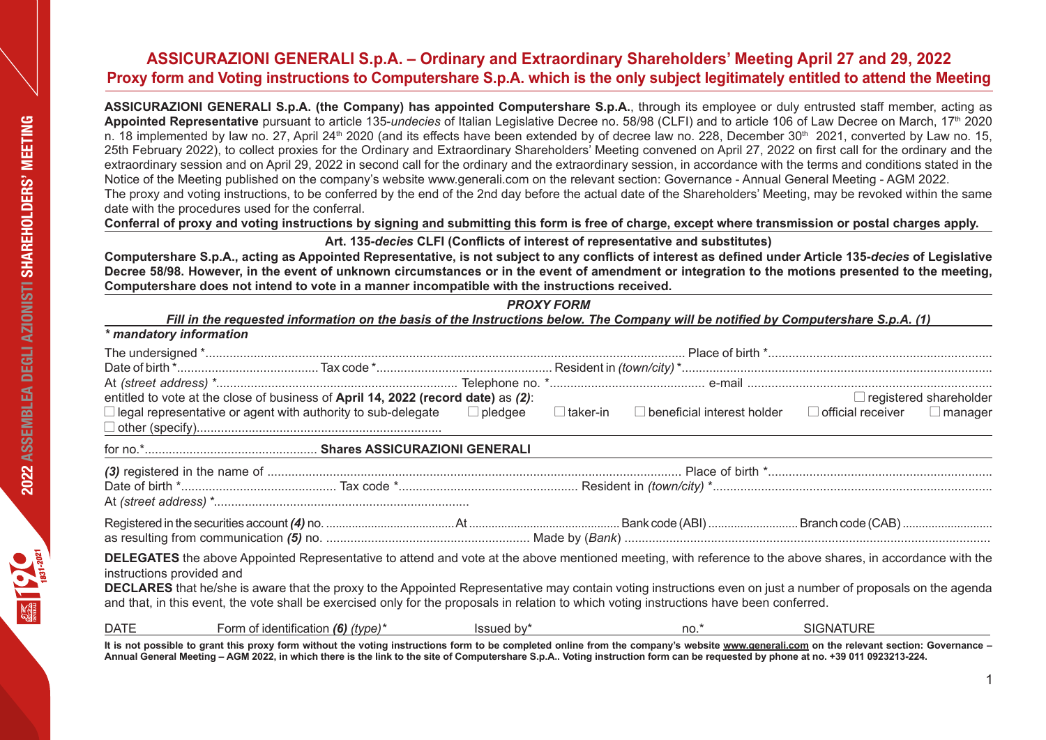# ASSICURAZIONI GENERALI S.p.A. – Ordinary and Extraordinary Shareholders' Meeting April 27 and 29, 2022

## Proxy form and Voting instructions to Computershare S.p.A. which is the only subject legitimately entitled to attend the Meeting

**ASSICURAZIONI GENERALI S.p.A. (the Company) has appointed Computershare S.p.A.**, through its employee or duly entrusted staff member, acting as **Appointed Representative** pursuant to article 135-*undecies* of Italian Legislative Decree no. 58/98 (CLFI) and to article 106 of Law Decree on March, 17th 2020 n. 18 implemented by law no. 27, April 24th 2020 (and its effects have been extended by of decree law no. 228, December 30th 2021, converted by Law no. 15, 25th February 2022), to collect proxies for the Ordinary and Extraordinary Shareholders' Meeting convened on April 27, 2022 on first call for the ordinary and the extraordinary session and on April 29, 2022 in second call for the ordinary and the extraordinary session, in accordance with the terms and conditions stated in the Notice of the Meeting published on the company's website www.generali.com on the relevant section: Governance - Annual General Meeting - AGM 2022.

The proxy and voting instructions, to be conferred by the end of the 2nd day before the actual date of the Shareholders' Meeting, may be revoked within the same date with the procedures used for the conferral.

**Conferral of proxy and voting instructions by signing and submitting this form is free of charge, except where transmission or postal charges apply.**

**Art. 135-*decies* CLFI (Conflicts of interest of representative and substitutes)**

**Computershare S.p.A., acting as Appointed Representative, is not subject to any conflicts of interest as defined under Article 135-*decies* of Legislative Decree 58/98. However, in the event of unknown circumstances or in the event of amendment or integration to the motions presented to the meeting, Computershare does not intend to vote in a manner incompatible with the instructions received.**

### *PROXY FORM*

***Fill in the requested information on the basis of the Instructions below. The Company will be notified by Computershare S.p.A. (1)***

***\* mandatory information***

The undersigned \*................ Place of birth \*................

Date of birth \*................ Tax code \*................ Resident in *(town/city)* \*................

At *(street address)* \*................ Telephone no. \*................ e-mail ................

entitled to vote at the close of business of **April 14, 2022 (record date)** as ***(2)***:

☐ registered shareholder ☐ legal representative or agent with authority to sub-delegate ☐ pledgee ☐ taker-in ☐ beneficial interest holder ☐ official receiver ☐ manager ☐ other (specify)................

for no.\*................ **Shares ASSICURAZIONI GENERALI**

***(3)*** registered in the name of ................ Place of birth \*................

Date of birth \*................ Tax code \*................ Resident in *(town/city)* \*................

At *(street address)* \*................

Registered in the securities account ***(4)*** no. ................ At ................ Bank code (ABI) ................ Branch code (CAB) ................

as resulting from communication ***(5)*** no. ................ Made by (*Bank*) ................

**DELEGATES** the above Appointed Representative to attend and vote at the above mentioned meeting, with reference to the above shares, in accordance with the instructions provided and

**DECLARES** that he/she is aware that the proxy to the Appointed Representative may contain voting instructions even on just a number of proposals on the agenda and that, in this event, the vote shall be exercised only for the proposals in relation to which voting instructions have been conferred.

DATE Form of identification ***(6)*** *(type)*\* Issued by\* no.\* SIGNATURE

**It is not possible to grant this proxy form without the voting instructions form to be completed online from the company's website www.generali.com on the relevant section: Governance – Annual General Meeting – AGM 2022, in which there is the link to the site of Computershare S.p.A.. Voting instruction form can be requested by phone at no. +39 011 0923213-224.**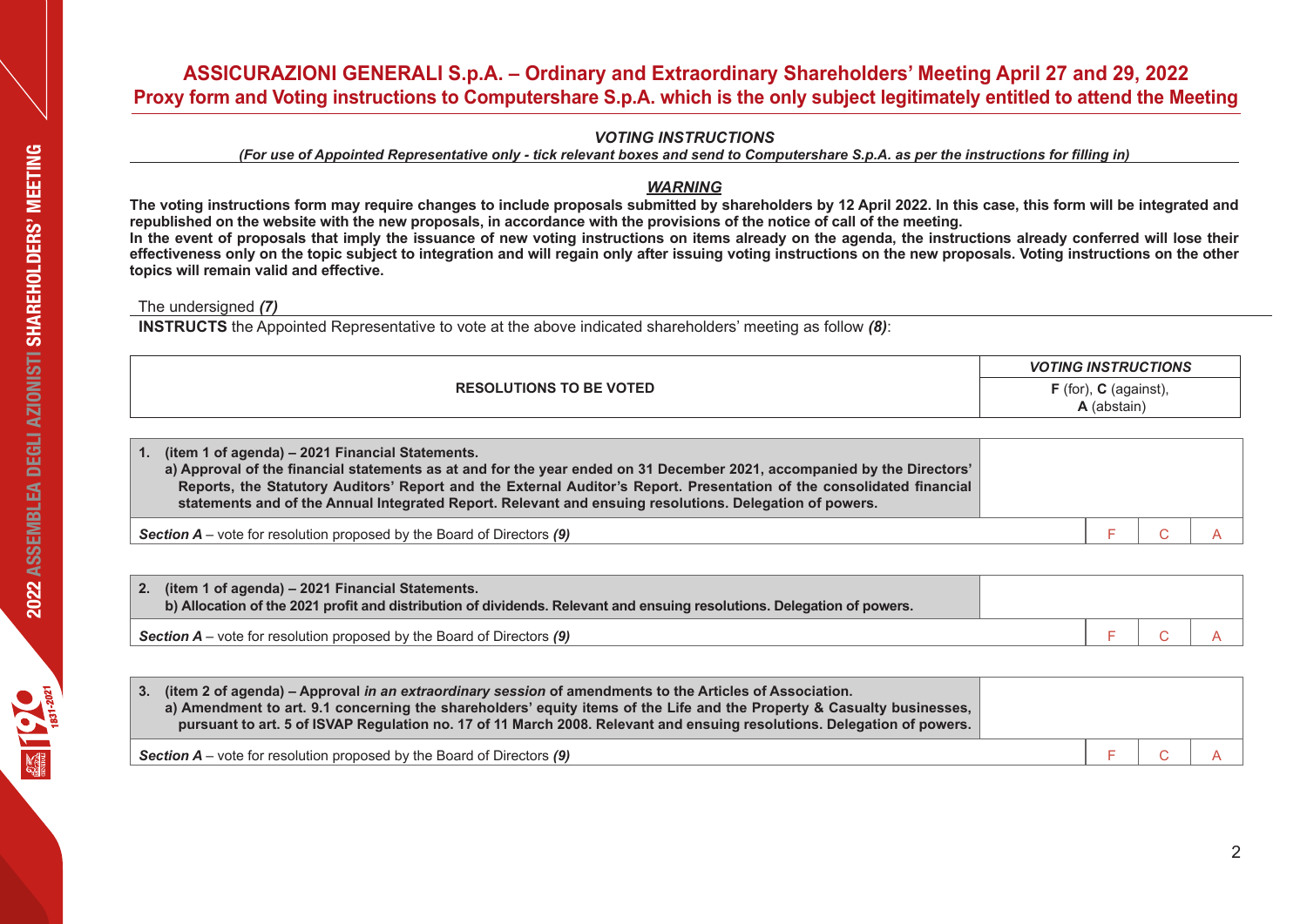# ASSICURAZIONI GENERALI S.p.A. – Ordinary and Extraordinary Shareholders' Meeting April 27 and 29, 2022

## Proxy form and Voting instructions to Computershare S.p.A. which is the only subject legitimately entitled to attend the Meeting

### *VOTING INSTRUCTIONS*

***(For use of Appointed Representative only - tick relevant boxes and send to Computershare S.p.A. as per the instructions for filling in)***

***WARNING***

**The voting instructions form may require changes to include proposals submitted by shareholders by 12 April 2022. In this case, this form will be integrated and republished on the website with the new proposals, in accordance with the provisions of the notice of call of the meeting.**

**In the event of proposals that imply the issuance of new voting instructions on items already on the agenda, the instructions already conferred will lose their effectiveness only on the topic subject to integration and will regain only after issuing voting instructions on the new proposals. Voting instructions on the other topics will remain valid and effective.**

The undersigned ***(7)***

**INSTRUCTS** the Appointed Representative to vote at the above indicated shareholders' meeting as follow ***(8)***:

| RESOLUTIONS TO BE VOTED | *VOTING INSTRUCTIONS* **F** (for), **C** (against), **A** (abstain) | | |
|---|---|---|---|
| **1. (item 1 of agenda) – 2021 Financial Statements.** **a) Approval of the financial statements as at and for the year ended on 31 December 2021, accompanied by the Directors' Reports, the Statutory Auditors' Report and the External Auditor's Report. Presentation of the consolidated financial statements and of the Annual Integrated Report. Relevant and ensuing resolutions. Delegation of powers.** | | | |
| ***Section A*** – vote for resolution proposed by the Board of Directors ***(9)*** | F | C | A |
| **2. (item 1 of agenda) – 2021 Financial Statements.** **b) Allocation of the 2021 profit and distribution of dividends. Relevant and ensuing resolutions. Delegation of powers.** | | | |
| ***Section A*** – vote for resolution proposed by the Board of Directors ***(9)*** | F | C | A |
| **3. (item 2 of agenda) – Approval *in an extraordinary session* of amendments to the Articles of Association.** **a) Amendment to art. 9.1 concerning the shareholders' equity items of the Life and the Property & Casualty businesses, pursuant to art. 5 of ISVAP Regulation no. 17 of 11 March 2008. Relevant and ensuing resolutions. Delegation of powers.** | | | |
| ***Section A*** – vote for resolution proposed by the Board of Directors ***(9)*** | F | C | A |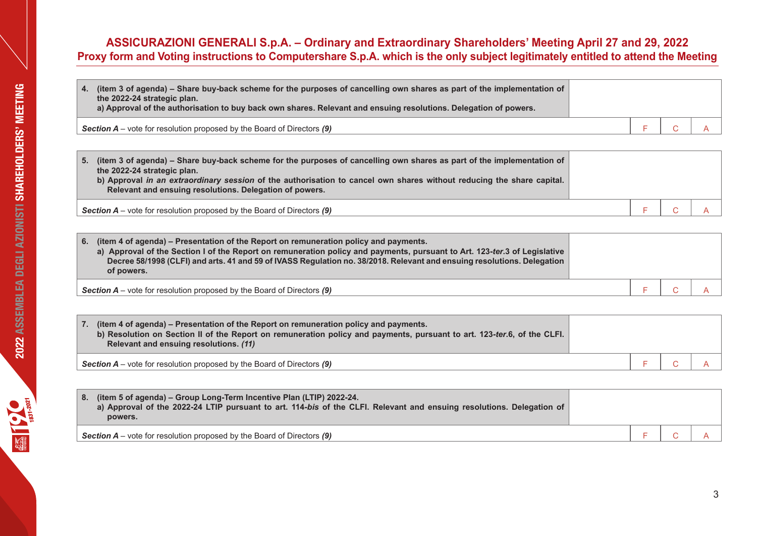## ASSICURAZIONI GENERALI S.p.A. – Ordinary and Extraordinary Shareholders' Meeting April 27 and 29, 2022
## Proxy form and Voting instructions to Computershare S.p.A. which is the only subject legitimately entitled to attend the Meeting

| **4. (item 3 of agenda) – Share buy-back scheme for the purposes of cancelling own shares as part of the implementation of the 2022-24 strategic plan.<br>a) Approval of the authorisation to buy back own shares. Relevant and ensuing resolutions. Delegation of powers.** | | | |
|---|---|---|---|
| ***Section A*** – vote for resolution proposed by the Board of Directors ***(9)*** | F | C | A |

| **5. (item 3 of agenda) – Share buy-back scheme for the purposes of cancelling own shares as part of the implementation of the 2022-24 strategic plan.<br>b) Approval *in an extraordinary session* of the authorisation to cancel own shares without reducing the share capital. Relevant and ensuing resolutions. Delegation of powers.** | | | |
|---|---|---|---|
| ***Section A*** – vote for resolution proposed by the Board of Directors ***(9)*** | F | C | A |

| **6. (item 4 of agenda) – Presentation of the Report on remuneration policy and payments.<br>a) Approval of the Section I of the Report on remuneration policy and payments, pursuant to Art. 123-*ter*.3 of Legislative Decree 58/1998 (CLFI) and arts. 41 and 59 of IVASS Regulation no. 38/2018. Relevant and ensuing resolutions. Delegation of powers.** | | | |
|---|---|---|---|
| ***Section A*** – vote for resolution proposed by the Board of Directors ***(9)*** | F | C | A |

| **7. (item 4 of agenda) – Presentation of the Report on remuneration policy and payments.<br>b) Resolution on Section II of the Report on remuneration policy and payments, pursuant to art. 123-*ter*.6, of the CLFI. Relevant and ensuing resolutions. *(11)*** | | | |
|---|---|---|---|
| ***Section A*** – vote for resolution proposed by the Board of Directors ***(9)*** | F | C | A |

| **8. (item 5 of agenda) – Group Long-Term Incentive Plan (LTIP) 2022-24.<br>a) Approval of the 2022-24 LTIP pursuant to art. 114-*bis* of the CLFI. Relevant and ensuing resolutions. Delegation of powers.** | | | |
|---|---|---|---|
| ***Section A*** – vote for resolution proposed by the Board of Directors ***(9)*** | F | C | A |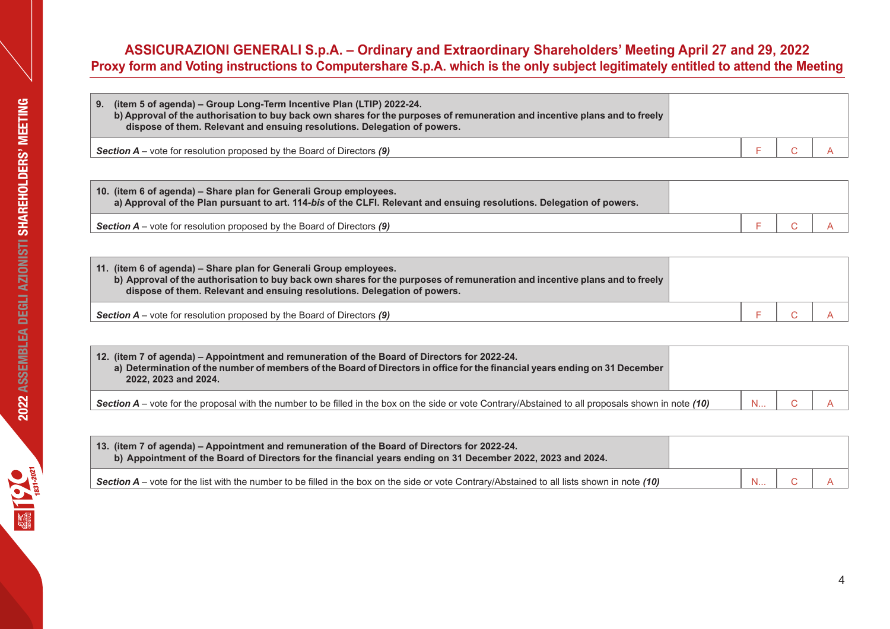## ASSICURAZIONI GENERALI S.p.A. – Ordinary and Extraordinary Shareholders' Meeting April 27 and 29, 2022
## Proxy form and Voting instructions to Computershare S.p.A. which is the only subject legitimately entitled to attend the Meeting

| **9. (item 5 of agenda) – Group Long-Term Incentive Plan (LTIP) 2022-24.**<br>**b) Approval of the authorisation to buy back own shares for the purposes of remuneration and incentive plans and to freely dispose of them. Relevant and ensuing resolutions. Delegation of powers.** | | | |
|---|---|---|---|
| ***Section A*** – vote for resolution proposed by the Board of Directors ***(9)*** | F | C | A |

| **10. (item 6 of agenda) – Share plan for Generali Group employees.**<br>**a) Approval of the Plan pursuant to art. 114-*bis* of the CLFI. Relevant and ensuing resolutions. Delegation of powers.** | | | |
|---|---|---|---|
| ***Section A*** – vote for resolution proposed by the Board of Directors ***(9)*** | F | C | A |

| **11. (item 6 of agenda) – Share plan for Generali Group employees.**<br>**b) Approval of the authorisation to buy back own shares for the purposes of remuneration and incentive plans and to freely dispose of them. Relevant and ensuing resolutions. Delegation of powers.** | | | |
|---|---|---|---|
| ***Section A*** – vote for resolution proposed by the Board of Directors ***(9)*** | F | C | A |

| **12. (item 7 of agenda) – Appointment and remuneration of the Board of Directors for 2022-24.**<br>**a) Determination of the number of members of the Board of Directors in office for the financial years ending on 31 December 2022, 2023 and 2024.** | | | |
|---|---|---|---|
| ***Section A*** – vote for the proposal with the number to be filled in the box on the side or vote Contrary/Abstained to all proposals shown in note ***(10)*** | N... | C | A |

| **13. (item 7 of agenda) – Appointment and remuneration of the Board of Directors for 2022-24.**<br>**b) Appointment of the Board of Directors for the financial years ending on 31 December 2022, 2023 and 2024.** | | | |
|---|---|---|---|
| ***Section A*** – vote for the list with the number to be filled in the box on the side or vote Contrary/Abstained to all lists shown in note ***(10)*** | N... | C | A |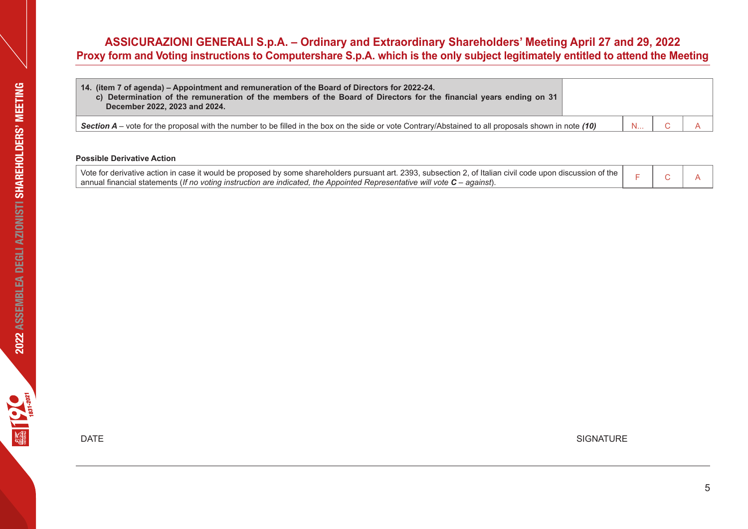| 14. (item 7 of agenda) – Appointment and remuneration of the Board of Directors for 2022-24.<br>c) Determination of the remuneration of the members of the Board of Directors for the financial years ending on 31 December 2022, 2023 and 2024. | | | |
|---|---|---|---|
| ***Section A*** – vote for the proposal with the number to be filled in the box on the side or vote Contrary/Abstained to all proposals shown in note ***(10)*** | N... | C | A |

**Possible Derivative Action**

| Vote for derivative action in case it would be proposed by some shareholders pursuant art. 2393, subsection 2, of Italian civil code upon discussion of the annual financial statements (*If no voting instruction are indicated, the Appointed Representative will vote **C** – against*). | F | C | A |
|---|---|---|---|

DATE

SIGNATURE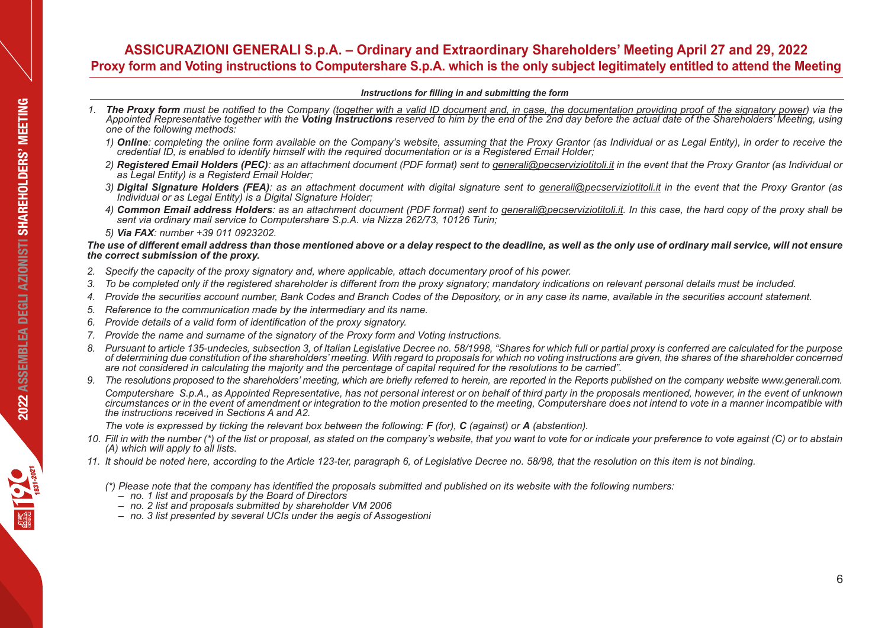## ASSICURAZIONI GENERALI S.p.A. – Ordinary and Extraordinary Shareholders' Meeting April 27 and 29, 2022

## Proxy form and Voting instructions to Computershare S.p.A. which is the only subject legitimately entitled to attend the Meeting

***Instructions for filling in and submitting the form***

1. ***The Proxy form*** *must be notified to the Company (together with a valid ID document and, in case, the documentation providing proof of the signatory power) via the Appointed Representative together with the* ***Voting Instructions*** *reserved to him by the end of the 2nd day before the actual date of the Shareholders' Meeting, using one of the following methods:*

   *1)* ***Online****: completing the online form available on the Company's website, assuming that the Proxy Grantor (as Individual or as Legal Entity), in order to receive the credential ID, is enabled to identify himself with the required documentation or is a Registered Email Holder;*

   *2)* ***Registered Email Holders (PEC)****: as an attachment document (PDF format) sent to generali@pecserviziotitoli.it in the event that the Proxy Grantor (as Individual or as Legal Entity) is a Registerd Email Holder;*

   *3)* ***Digital Signature Holders (FEA)****: as an attachment document with digital signature sent to generali@pecserviziotitoli.it in the event that the Proxy Grantor (as Individual or as Legal Entity) is a Digital Signature Holder;*

   *4)* ***Common Email address Holders****: as an attachment document (PDF format) sent to generali@pecserviziotitoli.it. In this case, the hard copy of the proxy shall be sent via ordinary mail service to Computershare S.p.A. via Nizza 262/73, 10126 Turin;*

   *5)* ***Via FAX****: number +39 011 0923202.*

***The use of different email address than those mentioned above or a delay respect to the deadline, as well as the only use of ordinary mail service, will not ensure the correct submission of the proxy.***

2. *Specify the capacity of the proxy signatory and, where applicable, attach documentary proof of his power.*
3. *To be completed only if the registered shareholder is different from the proxy signatory; mandatory indications on relevant personal details must be included.*
4. *Provide the securities account number, Bank Codes and Branch Codes of the Depository, or in any case its name, available in the securities account statement.*
5. *Reference to the communication made by the intermediary and its name.*
6. *Provide details of a valid form of identification of the proxy signatory.*
7. *Provide the name and surname of the signatory of the Proxy form and Voting instructions.*
8. *Pursuant to article 135-undecies, subsection 3, of Italian Legislative Decree no. 58/1998, "Shares for which full or partial proxy is conferred are calculated for the purpose of determining due constitution of the shareholders' meeting. With regard to proposals for which no voting instructions are given, the shares of the shareholder concerned are not considered in calculating the majority and the percentage of capital required for the resolutions to be carried".*
9. *The resolutions proposed to the shareholders' meeting, which are briefly referred to herein, are reported in the Reports published on the company website www.generali.com.*

   *Computershare S.p.A., as Appointed Representative, has not personal interest or on behalf of third party in the proposals mentioned, however, in the event of unknown circumstances or in the event of amendment or integration to the motion presented to the meeting, Computershare does not intend to vote in a manner incompatible with the instructions received in Sections A and A2.*

   *The vote is expressed by ticking the relevant box between the following:* ***F*** *(for),* ***C*** *(against) or* ***A*** *(abstention).*
10. *Fill in with the number (\*) of the list or proposal, as stated on the company's website, that you want to vote for or indicate your preference to vote against (C) or to abstain (A) which will apply to all lists.*
11. *It should be noted here, according to the Article 123-ter, paragraph 6, of Legislative Decree no. 58/98, that the resolution on this item is not binding.*

   *(\*) Please note that the company has identified the proposals submitted and published on its website with the following numbers:*
   - *no. 1 list and proposals by the Board of Directors*
   - *no. 2 list and proposals submitted by shareholder VM 2006*
   - *no. 3 list presented by several UCIs under the aegis of Assogestioni*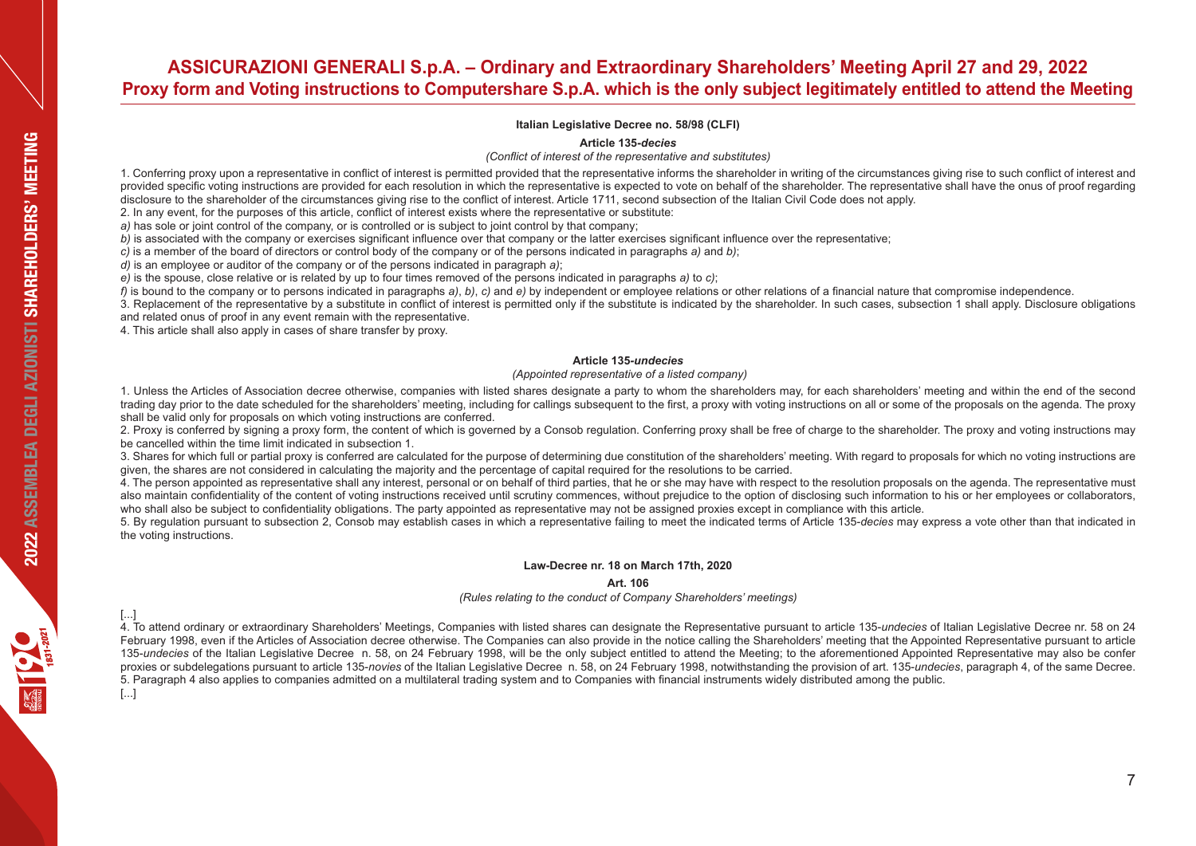# ASSICURAZIONI GENERALI S.p.A. – Ordinary and Extraordinary Shareholders' Meeting April 27 and 29, 2022
## Proxy form and Voting instructions to Computershare S.p.A. which is the only subject legitimately entitled to attend the Meeting

**Italian Legislative Decree no. 58/98 (CLFI)**

**Article 135-*decies***

*(Conflict of interest of the representative and substitutes)*

1. Conferring proxy upon a representative in conflict of interest is permitted provided that the representative informs the shareholder in writing of the circumstances giving rise to such conflict of interest and provided specific voting instructions are provided for each resolution in which the representative is expected to vote on behalf of the shareholder. The representative shall have the onus of proof regarding disclosure to the shareholder of the circumstances giving rise to the conflict of interest. Article 1711, second subsection of the Italian Civil Code does not apply.

2. In any event, for the purposes of this article, conflict of interest exists where the representative or substitute:

*a)* has sole or joint control of the company, or is controlled or is subject to joint control by that company;

*b)* is associated with the company or exercises significant influence over that company or the latter exercises significant influence over the representative;

*c)* is a member of the board of directors or control body of the company or of the persons indicated in paragraphs *a)* and *b)*;

*d)* is an employee or auditor of the company or of the persons indicated in paragraph *a)*;

*e)* is the spouse, close relative or is related by up to four times removed of the persons indicated in paragraphs *a)* to *c)*;

*f)* is bound to the company or to persons indicated in paragraphs *a)*, *b)*, *c)* and *e)* by independent or employee relations or other relations of a financial nature that compromise independence.

3. Replacement of the representative by a substitute in conflict of interest is permitted only if the substitute is indicated by the shareholder. In such cases, subsection 1 shall apply. Disclosure obligations and related onus of proof in any event remain with the representative.

4. This article shall also apply in cases of share transfer by proxy.

**Article 135-*undecies***

*(Appointed representative of a listed company)*

1. Unless the Articles of Association decree otherwise, companies with listed shares designate a party to whom the shareholders may, for each shareholders' meeting and within the end of the second trading day prior to the date scheduled for the shareholders' meeting, including for callings subsequent to the first, a proxy with voting instructions on all or some of the proposals on the agenda. The proxy shall be valid only for proposals on which voting instructions are conferred.

2. Proxy is conferred by signing a proxy form, the content of which is governed by a Consob regulation. Conferring proxy shall be free of charge to the shareholder. The proxy and voting instructions may be cancelled within the time limit indicated in subsection 1.

3. Shares for which full or partial proxy is conferred are calculated for the purpose of determining due constitution of the shareholders' meeting. With regard to proposals for which no voting instructions are given, the shares are not considered in calculating the majority and the percentage of capital required for the resolutions to be carried.

4. The person appointed as representative shall any interest, personal or on behalf of third parties, that he or she may have with respect to the resolution proposals on the agenda. The representative must also maintain confidentiality of the content of voting instructions received until scrutiny commences, without prejudice to the option of disclosing such information to his or her employees or collaborators, who shall also be subject to confidentiality obligations. The party appointed as representative may not be assigned proxies except in compliance with this article.

5. By regulation pursuant to subsection 2, Consob may establish cases in which a representative failing to meet the indicated terms of Article 135-*decies* may express a vote other than that indicated in the voting instructions.

**Law-Decree nr. 18 on March 17th, 2020**

**Art. 106**

*(Rules relating to the conduct of Company Shareholders' meetings)*

[...]

4. To attend ordinary or extraordinary Shareholders' Meetings, Companies with listed shares can designate the Representative pursuant to article 135-*undecies* of Italian Legislative Decree nr. 58 on 24 February 1998, even if the Articles of Association decree otherwise. The Companies can also provide in the notice calling the Shareholders' meeting that the Appointed Representative pursuant to article 135-*undecies* of the Italian Legislative Decree n. 58, on 24 February 1998, will be the only subject entitled to attend the Meeting; to the aforementioned Appointed Representative may also be confer proxies or subdelegations pursuant to article 135-*novies* of the Italian Legislative Decree n. 58, on 24 February 1998, notwithstanding the provision of art. 135-*undecies*, paragraph 4, of the same Decree.

5. Paragraph 4 also applies to companies admitted on a multilateral trading system and to Companies with financial instruments widely distributed among the public.

[...]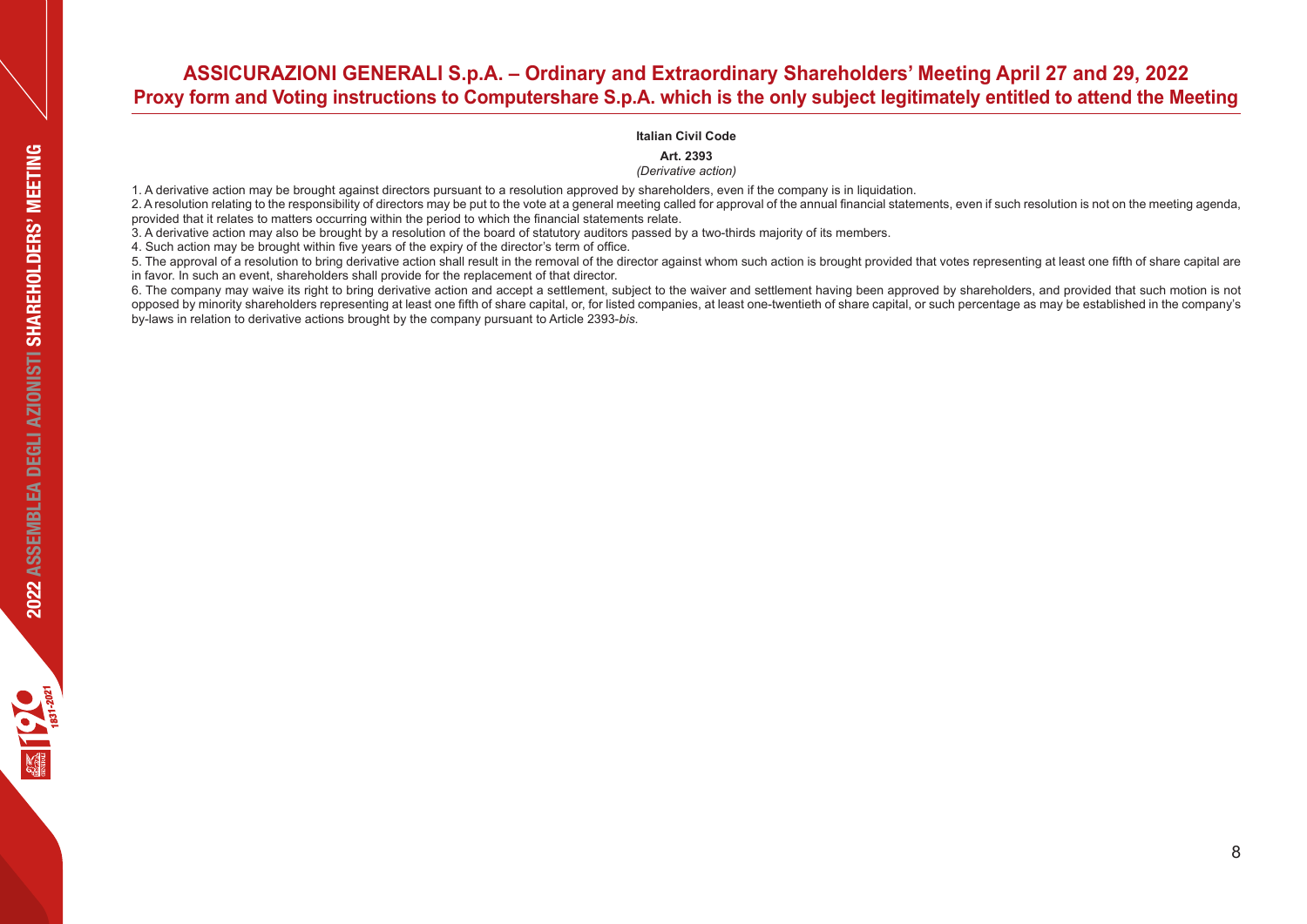**Italian Civil Code**

**Art. 2393**

*(Derivative action)*

1. A derivative action may be brought against directors pursuant to a resolution approved by shareholders, even if the company is in liquidation.
2. A resolution relating to the responsibility of directors may be put to the vote at a general meeting called for approval of the annual financial statements, even if such resolution is not on the meeting agenda, provided that it relates to matters occurring within the period to which the financial statements relate.
3. A derivative action may also be brought by a resolution of the board of statutory auditors passed by a two-thirds majority of its members.
4. Such action may be brought within five years of the expiry of the director's term of office.
5. The approval of a resolution to bring derivative action shall result in the removal of the director against whom such action is brought provided that votes representing at least one fifth of share capital are in favor. In such an event, shareholders shall provide for the replacement of that director.
6. The company may waive its right to bring derivative action and accept a settlement, subject to the waiver and settlement having been approved by shareholders, and provided that such motion is not opposed by minority shareholders representing at least one fifth of share capital, or, for listed companies, at least one-twentieth of share capital, or such percentage as may be established in the company's by-laws in relation to derivative actions brought by the company pursuant to Article 2393-*bis*.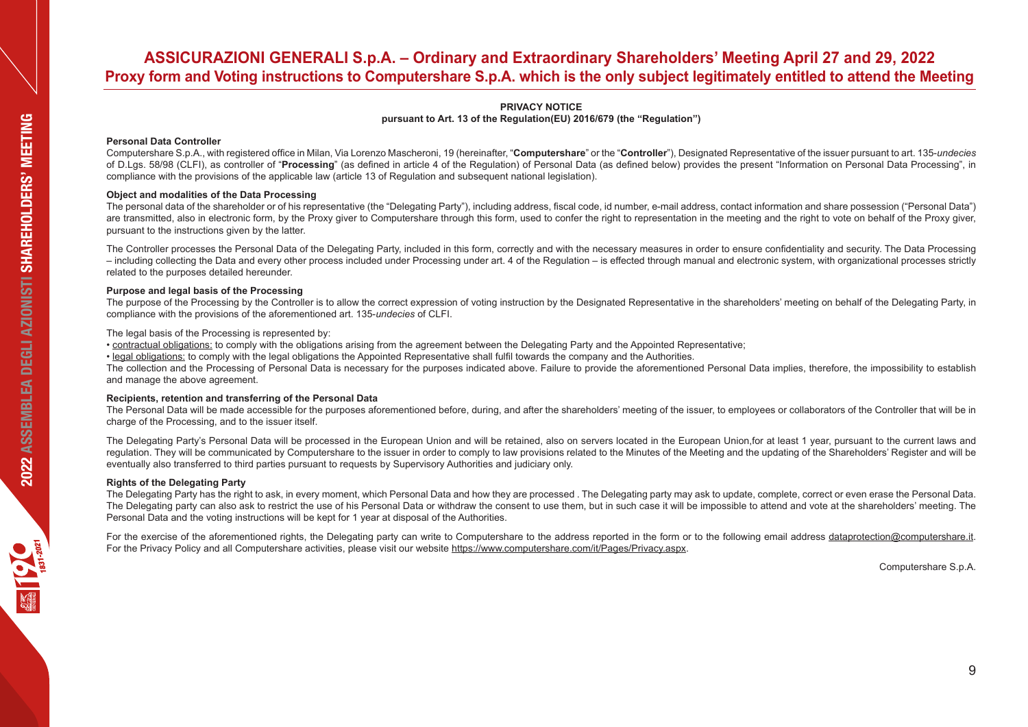# ASSICURAZIONI GENERALI S.p.A. – Ordinary and Extraordinary Shareholders' Meeting April 27 and 29, 2022

## Proxy form and Voting instructions to Computershare S.p.A. which is the only subject legitimately entitled to attend the Meeting

**PRIVACY NOTICE**
**pursuant to Art. 13 of the Regulation(EU) 2016/679 (the "Regulation")**

**Personal Data Controller**

Computershare S.p.A., with registered office in Milan, Via Lorenzo Mascheroni, 19 (hereinafter, "**Computershare**" or the "**Controller**"), Designated Representative of the issuer pursuant to art. 135-*undecies* of D.Lgs. 58/98 (CLFI), as controller of "**Processing**" (as defined in article 4 of the Regulation) of Personal Data (as defined below) provides the present "Information on Personal Data Processing", in compliance with the provisions of the applicable law (article 13 of Regulation and subsequent national legislation).

**Object and modalities of the Data Processing**

The personal data of the shareholder or of his representative (the "Delegating Party"), including address, fiscal code, id number, e-mail address, contact information and share possession ("Personal Data") are transmitted, also in electronic form, by the Proxy giver to Computershare through this form, used to confer the right to representation in the meeting and the right to vote on behalf of the Proxy giver, pursuant to the instructions given by the latter.

The Controller processes the Personal Data of the Delegating Party, included in this form, correctly and with the necessary measures in order to ensure confidentiality and security. The Data Processing – including collecting the Data and every other process included under Processing under art. 4 of the Regulation – is effected through manual and electronic system, with organizational processes strictly related to the purposes detailed hereunder.

**Purpose and legal basis of the Processing**

The purpose of the Processing by the Controller is to allow the correct expression of voting instruction by the Designated Representative in the shareholders' meeting on behalf of the Delegating Party, in compliance with the provisions of the aforementioned art. 135-*undecies* of CLFI.

The legal basis of the Processing is represented by:

- contractual obligations: to comply with the obligations arising from the agreement between the Delegating Party and the Appointed Representative;
- legal obligations: to comply with the legal obligations the Appointed Representative shall fulfil towards the company and the Authorities.

The collection and the Processing of Personal Data is necessary for the purposes indicated above. Failure to provide the aforementioned Personal Data implies, therefore, the impossibility to establish and manage the above agreement.

**Recipients, retention and transferring of the Personal Data**

The Personal Data will be made accessible for the purposes aforementioned before, during, and after the shareholders' meeting of the issuer, to employees or collaborators of the Controller that will be in charge of the Processing, and to the issuer itself.

The Delegating Party's Personal Data will be processed in the European Union and will be retained, also on servers located in the European Union,for at least 1 year, pursuant to the current laws and regulation. They will be communicated by Computershare to the issuer in order to comply to law provisions related to the Minutes of the Meeting and the updating of the Shareholders' Register and will be eventually also transferred to third parties pursuant to requests by Supervisory Authorities and judiciary only.

**Rights of the Delegating Party**

The Delegating Party has the right to ask, in every moment, which Personal Data and how they are processed . The Delegating party may ask to update, complete, correct or even erase the Personal Data. The Delegating party can also ask to restrict the use of his Personal Data or withdraw the consent to use them, but in such case it will be impossible to attend and vote at the shareholders' meeting. The Personal Data and the voting instructions will be kept for 1 year at disposal of the Authorities.

For the exercise of the aforementioned rights, the Delegating party can write to Computershare to the address reported in the form or to the following email address dataprotection@computershare.it. For the Privacy Policy and all Computershare activities, please visit our website https://www.computershare.com/it/Pages/Privacy.aspx.

Computershare S.p.A.